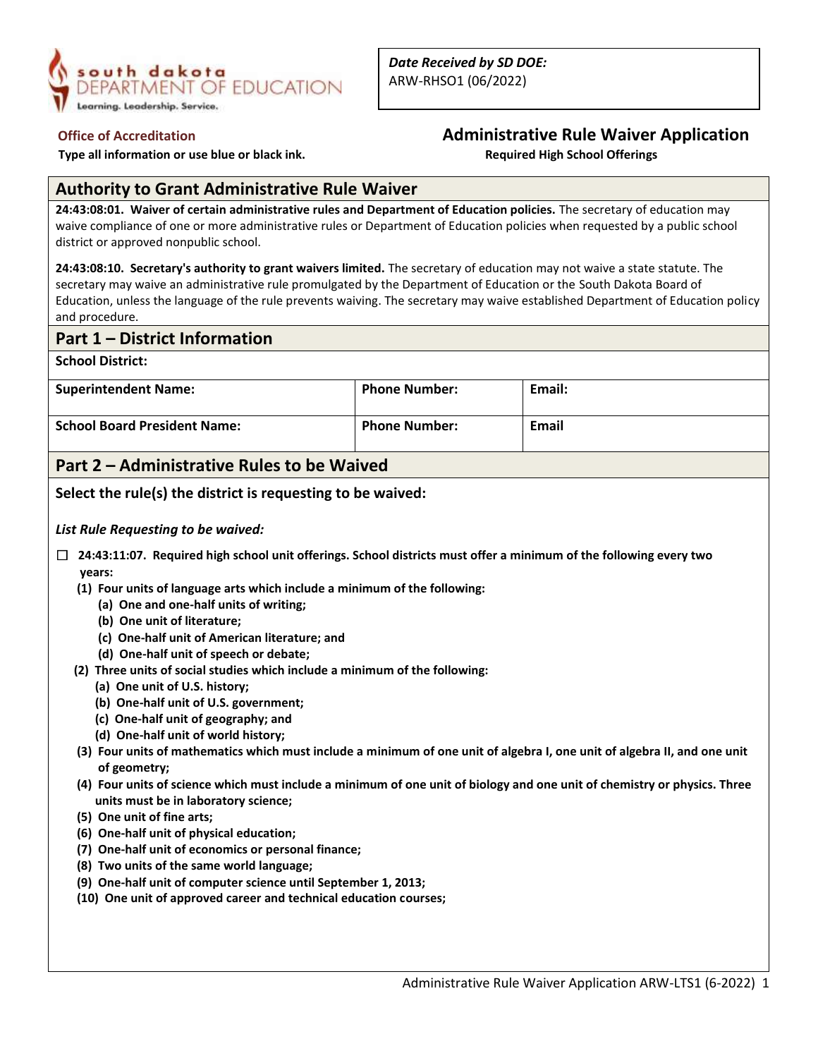**Date Received by SD DOE:**
ARW-RHSO1 (06/2022)

**Office of Accreditation**

**Type all information or use blue or black ink.**

# Administrative Rule Waiver Application

**Required High School Offerings**

## Authority to Grant Administrative Rule Waiver

**24:43:08:01. Waiver of certain administrative rules and Department of Education policies.** The secretary of education may waive compliance of one or more administrative rules or Department of Education policies when requested by a public school district or approved nonpublic school.

**24:43:08:10. Secretary's authority to grant waivers limited.** The secretary of education may not waive a state statute. The secretary may waive an administrative rule promulgated by the Department of Education or the South Dakota Board of Education, unless the language of the rule prevents waiving. The secretary may waive established Department of Education policy and procedure.

## Part 1 – District Information

| School District: | | |
|---|---|---|
| **Superintendent Name:** | **Phone Number:** | **Email:** |
| **School Board President Name:** | **Phone Number:** | **Email** |

## Part 2 – Administrative Rules to be Waived

**Select the rule(s) the district is requesting to be waived:**

***List Rule Requesting to be waived:***

☐ **24:43:11:07. Required high school unit offerings. School districts must offer a minimum of the following every two years:**

- **(1) Four units of language arts which include a minimum of the following:**
  - **(a) One and one-half units of writing;**
  - **(b) One unit of literature;**
  - **(c) One-half unit of American literature; and**
  - **(d) One-half unit of speech or debate;**
- **(2) Three units of social studies which include a minimum of the following:**
  - **(a) One unit of U.S. history;**
  - **(b) One-half unit of U.S. government;**
  - **(c) One-half unit of geography; and**
  - **(d) One-half unit of world history;**
- **(3) Four units of mathematics which must include a minimum of one unit of algebra I, one unit of algebra II, and one unit of geometry;**
- **(4) Four units of science which must include a minimum of one unit of biology and one unit of chemistry or physics. Three units must be in laboratory science;**
- **(5) One unit of fine arts;**
- **(6) One-half unit of physical education;**
- **(7) One-half unit of economics or personal finance;**
- **(8) Two units of the same world language;**
- **(9) One-half unit of computer science until September 1, 2013;**
- **(10) One unit of approved career and technical education courses;**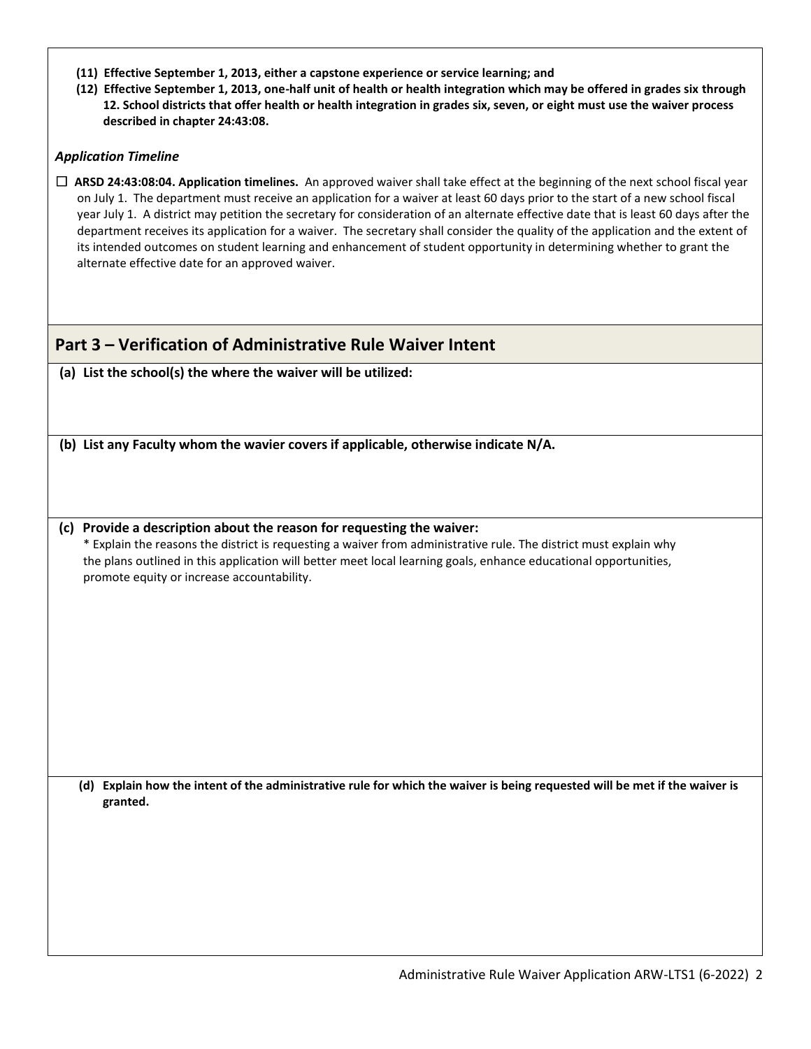**(11) Effective September 1, 2013, either a capstone experience or service learning; and**

**(12) Effective September 1, 2013, one-half unit of health or health integration which may be offered in grades six through 12. School districts that offer health or health integration in grades six, seven, or eight must use the waiver process described in chapter 24:43:08.**

***Application Timeline***

☐ **ARSD 24:43:08:04. Application timelines.** An approved waiver shall take effect at the beginning of the next school fiscal year on July 1. The department must receive an application for a waiver at least 60 days prior to the start of a new school fiscal year July 1. A district may petition the secretary for consideration of an alternate effective date that is least 60 days after the department receives its application for a waiver. The secretary shall consider the quality of the application and the extent of its intended outcomes on student learning and enhancement of student opportunity in determining whether to grant the alternate effective date for an approved waiver.

## Part 3 – Verification of Administrative Rule Waiver Intent

**(a) List the school(s) the where the waiver will be utilized:**

**(b) List any Faculty whom the wavier covers if applicable, otherwise indicate N/A.**

**(c) Provide a description about the reason for requesting the waiver:**

* Explain the reasons the district is requesting a waiver from administrative rule. The district must explain why the plans outlined in this application will better meet local learning goals, enhance educational opportunities, promote equity or increase accountability.

**(d) Explain how the intent of the administrative rule for which the waiver is being requested will be met if the waiver is granted.**

Administrative Rule Waiver Application ARW-LTS1 (6-2022)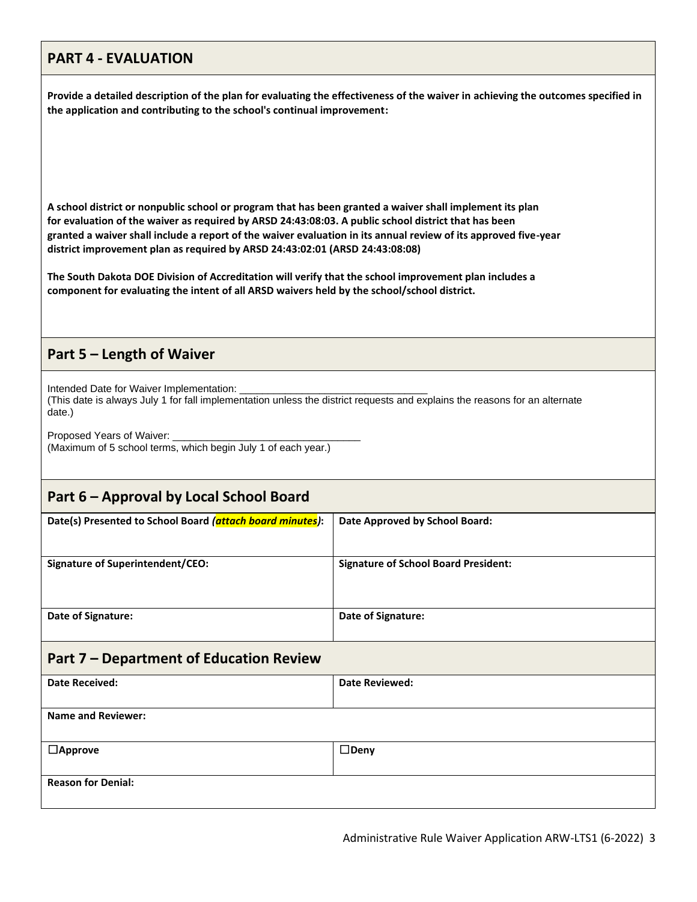## PART 4 - EVALUATION

**Provide a detailed description of the plan for evaluating the effectiveness of the waiver in achieving the outcomes specified in the application and contributing to the school's continual improvement:**

**A school district or nonpublic school or program that has been granted a waiver shall implement its plan for evaluation of the waiver as required by ARSD 24:43:08:03. A public school district that has been granted a waiver shall include a report of the waiver evaluation in its annual review of its approved five-year district improvement plan as required by ARSD 24:43:02:01 (ARSD 24:43:08:08)**

**The South Dakota DOE Division of Accreditation will verify that the school improvement plan includes a component for evaluating the intent of all ARSD waivers held by the school/school district.**

## Part 5 – Length of Waiver

Intended Date for Waiver Implementation: ________________________________
(This date is always July 1 for fall implementation unless the district requests and explains the reasons for an alternate date.)

Proposed Years of Waiver: ________________________________
(Maximum of 5 school terms, which begin July 1 of each year.)

## Part 6 – Approval by Local School Board

| **Date(s) Presented to School Board *(attach board minutes)*:** | **Date Approved by School Board:** |
|---|---|
| **Signature of Superintendent/CEO:** | **Signature of School Board President:** |
| **Date of Signature:** | **Date of Signature:** |

## Part 7 – Department of Education Review

| **Date Received:** | **Date Reviewed:** |
|---|---|
| **Name and Reviewer:** | |
| ☐**Approve** | ☐**Deny** |
| **Reason for Denial:** | |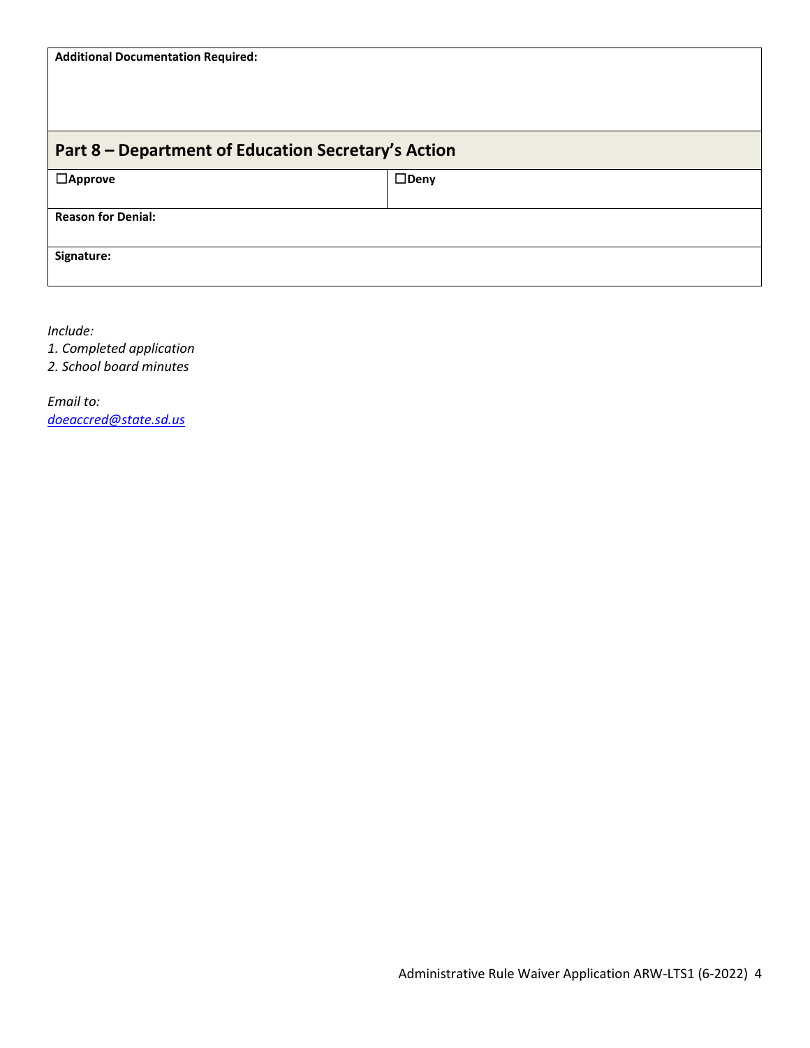**Additional Documentation Required:**

## Part 8 – Department of Education Secretary's Action

| | |
|---|---|
| ☐**Approve** | ☐**Deny** |

**Reason for Denial:**

**Signature:**

*Include:*
*1. Completed application*
*2. School board minutes*

*Email to:*
*[doeaccred@state.sd.us](mailto:doeaccred@state.sd.us)*